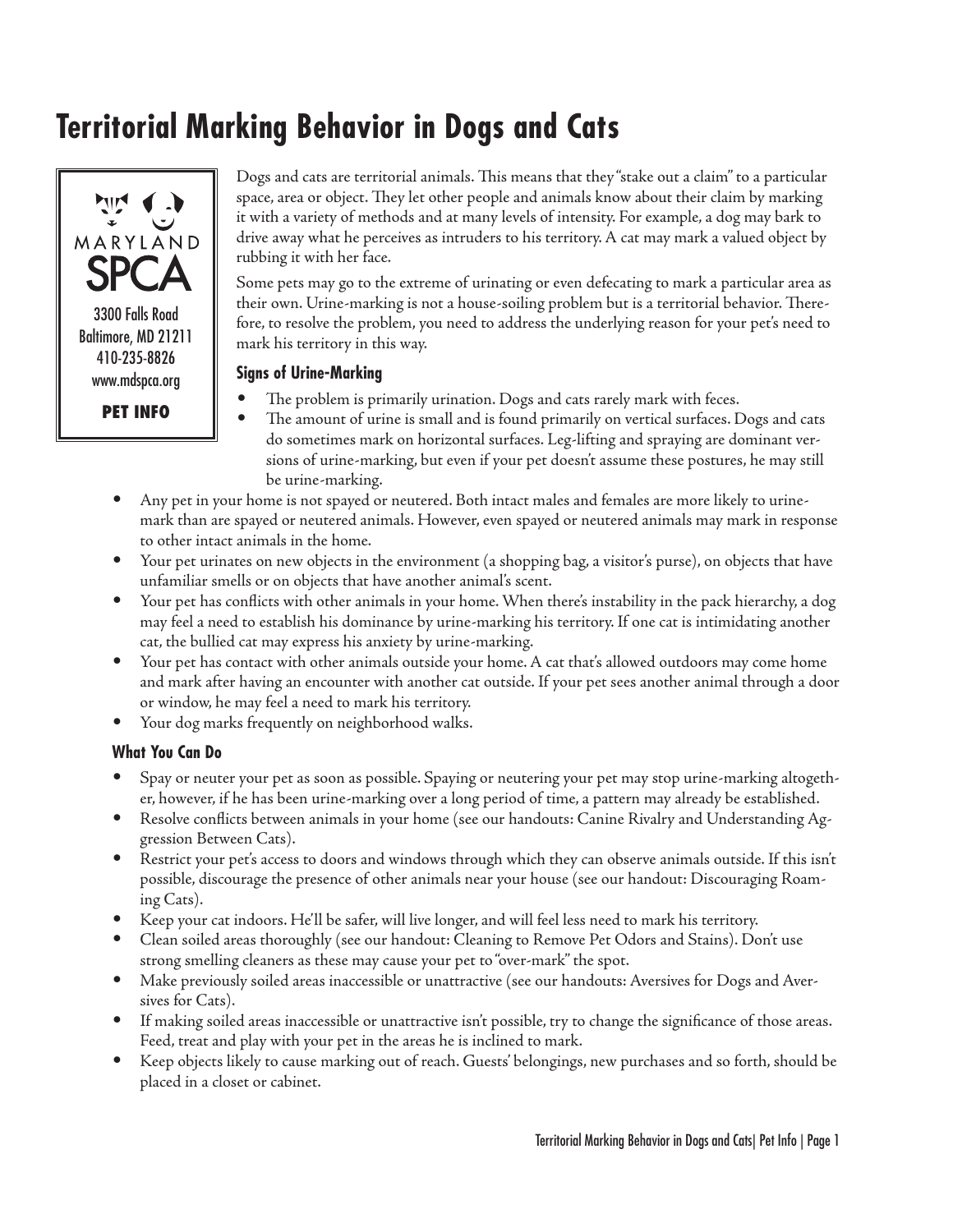# Territorial Marking Behavior in Dogs and Cats

MARYLAND SPCA
3300 Falls Road
Baltimore, MD 21211
410-235-8826
www.mdspca.org

**PET INFO**

Dogs and cats are territorial animals. This means that they "stake out a claim" to a particular space, area or object. They let other people and animals know about their claim by marking it with a variety of methods and at many levels of intensity. For example, a dog may bark to drive away what he perceives as intruders to his territory. A cat may mark a valued object by rubbing it with her face.

Some pets may go to the extreme of urinating or even defecating to mark a particular area as their own. Urine-marking is not a house-soiling problem but is a territorial behavior. Therefore, to resolve the problem, you need to address the underlying reason for your pet's need to mark his territory in this way.

### Signs of Urine-Marking

- The problem is primarily urination. Dogs and cats rarely mark with feces.
- The amount of urine is small and is found primarily on vertical surfaces. Dogs and cats do sometimes mark on horizontal surfaces. Leg-lifting and spraying are dominant versions of urine-marking, but even if your pet doesn't assume these postures, he may still be urine-marking.
- Any pet in your home is not spayed or neutered. Both intact males and females are more likely to urine-mark than are spayed or neutered animals. However, even spayed or neutered animals may mark in response to other intact animals in the home.
- Your pet urinates on new objects in the environment (a shopping bag, a visitor's purse), on objects that have unfamiliar smells or on objects that have another animal's scent.
- Your pet has conflicts with other animals in your home. When there's instability in the pack hierarchy, a dog may feel a need to establish his dominance by urine-marking his territory. If one cat is intimidating another cat, the bullied cat may express his anxiety by urine-marking.
- Your pet has contact with other animals outside your home. A cat that's allowed outdoors may come home and mark after having an encounter with another cat outside. If your pet sees another animal through a door or window, he may feel a need to mark his territory.
- Your dog marks frequently on neighborhood walks.

### What You Can Do

- Spay or neuter your pet as soon as possible. Spaying or neutering your pet may stop urine-marking altogether, however, if he has been urine-marking over a long period of time, a pattern may already be established.
- Resolve conflicts between animals in your home (see our handouts: Canine Rivalry and Understanding Aggression Between Cats).
- Restrict your pet's access to doors and windows through which they can observe animals outside. If this isn't possible, discourage the presence of other animals near your house (see our handout: Discouraging Roaming Cats).
- Keep your cat indoors. He'll be safer, will live longer, and will feel less need to mark his territory.
- Clean soiled areas thoroughly (see our handout: Cleaning to Remove Pet Odors and Stains). Don't use strong smelling cleaners as these may cause your pet to "over-mark" the spot.
- Make previously soiled areas inaccessible or unattractive (see our handouts: Aversives for Dogs and Aversives for Cats).
- If making soiled areas inaccessible or unattractive isn't possible, try to change the significance of those areas. Feed, treat and play with your pet in the areas he is inclined to mark.
- Keep objects likely to cause marking out of reach. Guests' belongings, new purchases and so forth, should be placed in a closet or cabinet.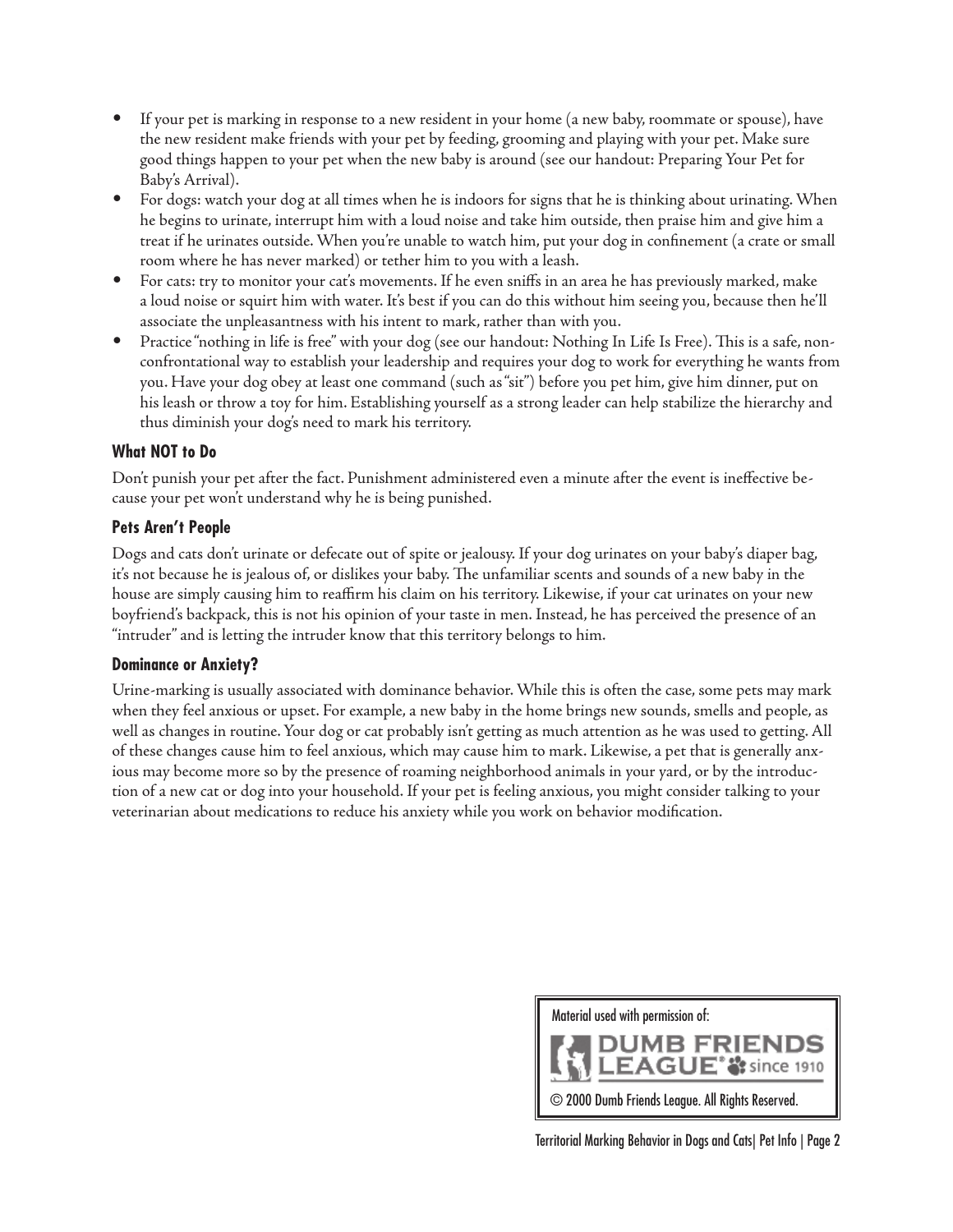- If your pet is marking in response to a new resident in your home (a new baby, roommate or spouse), have the new resident make friends with your pet by feeding, grooming and playing with your pet. Make sure good things happen to your pet when the new baby is around (see our handout: Preparing Your Pet for Baby's Arrival).
- For dogs: watch your dog at all times when he is indoors for signs that he is thinking about urinating. When he begins to urinate, interrupt him with a loud noise and take him outside, then praise him and give him a treat if he urinates outside. When you're unable to watch him, put your dog in confinement (a crate or small room where he has never marked) or tether him to you with a leash.
- For cats: try to monitor your cat's movements. If he even sniffs in an area he has previously marked, make a loud noise or squirt him with water. It's best if you can do this without him seeing you, because then he'll associate the unpleasantness with his intent to mark, rather than with you.
- Practice "nothing in life is free" with your dog (see our handout: Nothing In Life Is Free). This is a safe, non-confrontational way to establish your leadership and requires your dog to work for everything he wants from you. Have your dog obey at least one command (such as "sit") before you pet him, give him dinner, put on his leash or throw a toy for him. Establishing yourself as a strong leader can help stabilize the hierarchy and thus diminish your dog's need to mark his territory.

### What NOT to Do

Don't punish your pet after the fact. Punishment administered even a minute after the event is ineffective because your pet won't understand why he is being punished.

### Pets Aren't People

Dogs and cats don't urinate or defecate out of spite or jealousy. If your dog urinates on your baby's diaper bag, it's not because he is jealous of, or dislikes your baby. The unfamiliar scents and sounds of a new baby in the house are simply causing him to reaffirm his claim on his territory. Likewise, if your cat urinates on your new boyfriend's backpack, this is not his opinion of your taste in men. Instead, he has perceived the presence of an "intruder" and is letting the intruder know that this territory belongs to him.

### Dominance or Anxiety?

Urine-marking is usually associated with dominance behavior. While this is often the case, some pets may mark when they feel anxious or upset. For example, a new baby in the home brings new sounds, smells and people, as well as changes in routine. Your dog or cat probably isn't getting as much attention as he was used to getting. All of these changes cause him to feel anxious, which may cause him to mark. Likewise, a pet that is generally anxious may become more so by the presence of roaming neighborhood animals in your yard, or by the introduction of a new cat or dog into your household. If your pet is feeling anxious, you might consider talking to your veterinarian about medications to reduce his anxiety while you work on behavior modification.

Material used with permission of:

DUMB FRIENDS LEAGUE® since 1910

© 2000 Dumb Friends League. All Rights Reserved.